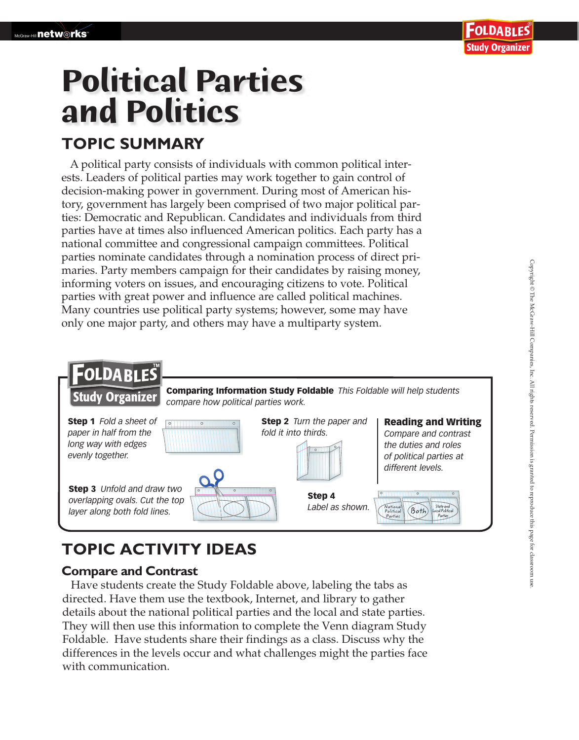# Political Parties and Politics

## TOPIC SUMMARY

A political party consists of individuals with common political interests. Leaders of political parties may work together to gain control of decision-making power in government. During most of American history, government has largely been comprised of two major political parties: Democratic and Republican. Candidates and individuals from third parties have at times also influenced American politics. Each party has a national committee and congressional campaign committees. Political parties nominate candidates through a nomination process of direct primaries. Party members campaign for their candidates by raising money, informing voters on issues, and encouraging citizens to vote. Political parties with great power and influence are called political machines. Many countries use political party systems; however, some may have only one major party, and others may have a multiparty system.

**FOLDABLES™ Study Organizer**

**Comparing Information Study Foldable** *This Foldable will help students compare how political parties work.*

**Step 1** *Fold a sheet of paper in half from the long way with edges evenly together.*

**Step 2** *Turn the paper and fold it into thirds.*

**Step 3** *Unfold and draw two overlapping ovals. Cut the top layer along both fold lines.*

**Step 4** *Label as shown.*

National Political Parties | Both | State and Local Political Parties

**Reading and Writing**
*Compare and contrast the duties and roles of political parties at different levels.*

## TOPIC ACTIVITY IDEAS

### Compare and Contrast

Have students create the Study Foldable above, labeling the tabs as directed. Have them use the textbook, Internet, and library to gather details about the national political parties and the local and state parties. They will then use this information to complete the Venn diagram Study Foldable. Have students share their findings as a class. Discuss why the differences in the levels occur and what challenges might the parties face with communication.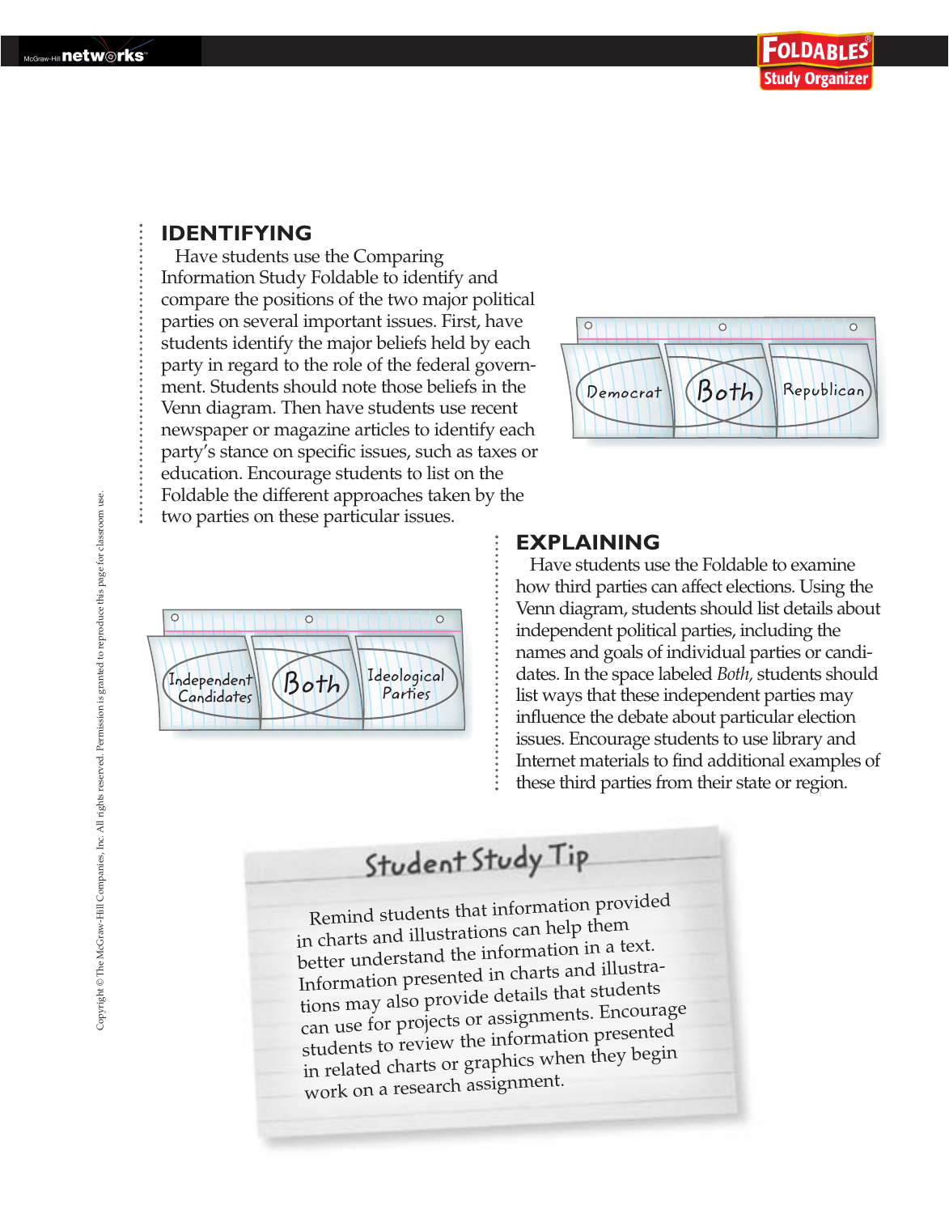## IDENTIFYING

Have students use the Comparing Information Study Foldable to identify and compare the positions of the two major political parties on several important issues. First, have students identify the major beliefs held by each party in regard to the role of the federal government. Students should note those beliefs in the Venn diagram. Then have students use recent newspaper or magazine articles to identify each party's stance on specific issues, such as taxes or education. Encourage students to list on the Foldable the different approaches taken by the two parties on these particular issues.

Democrat

Both

Republican

## EXPLAINING

Have students use the Foldable to examine how third parties can affect elections. Using the Venn diagram, students should list details about independent political parties, including the names and goals of individual parties or candidates. In the space labeled *Both,* students should list ways that these independent parties may influence the debate about particular election issues. Encourage students to use library and Internet materials to find additional examples of these third parties from their state or region.

Independent Candidates

Both

Ideological Parties

## Student Study Tip

Remind students that information provided in charts and illustrations can help them better understand the information in a text. Information presented in charts and illustrations may also provide details that students can use for projects or assignments. Encourage students to review the information presented in related charts or graphics when they begin work on a research assignment.